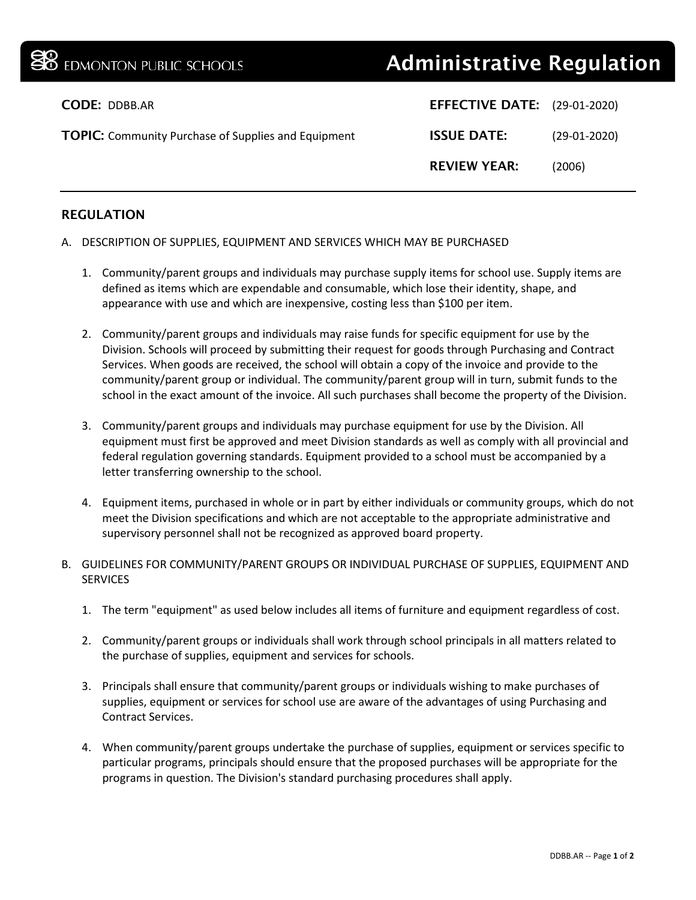**EDMONTON PUBLIC SCHOOLS** — **Administrative Regulation**

**CODE:** DDBB.AR

**TOPIC:** Community Purchase of Supplies and Equipment

**EFFECTIVE DATE:** (29-01-2020)

**ISSUE DATE:** (29-01-2020)

**REVIEW YEAR:** (2006)

## REGULATION

A. DESCRIPTION OF SUPPLIES, EQUIPMENT AND SERVICES WHICH MAY BE PURCHASED

1. Community/parent groups and individuals may purchase supply items for school use. Supply items are defined as items which are expendable and consumable, which lose their identity, shape, and appearance with use and which are inexpensive, costing less than $100 per item.

2. Community/parent groups and individuals may raise funds for specific equipment for use by the Division. Schools will proceed by submitting their request for goods through Purchasing and Contract Services. When goods are received, the school will obtain a copy of the invoice and provide to the community/parent group or individual. The community/parent group will in turn, submit funds to the school in the exact amount of the invoice. All such purchases shall become the property of the Division.

3. Community/parent groups and individuals may purchase equipment for use by the Division. All equipment must first be approved and meet Division standards as well as comply with all provincial and federal regulation governing standards. Equipment provided to a school must be accompanied by a letter transferring ownership to the school.

4. Equipment items, purchased in whole or in part by either individuals or community groups, which do not meet the Division specifications and which are not acceptable to the appropriate administrative and supervisory personnel shall not be recognized as approved board property.

B. GUIDELINES FOR COMMUNITY/PARENT GROUPS OR INDIVIDUAL PURCHASE OF SUPPLIES, EQUIPMENT AND SERVICES

1. The term "equipment" as used below includes all items of furniture and equipment regardless of cost.

2. Community/parent groups or individuals shall work through school principals in all matters related to the purchase of supplies, equipment and services for schools.

3. Principals shall ensure that community/parent groups or individuals wishing to make purchases of supplies, equipment or services for school use are aware of the advantages of using Purchasing and Contract Services.

4. When community/parent groups undertake the purchase of supplies, equipment or services specific to particular programs, principals should ensure that the proposed purchases will be appropriate for the programs in question. The Division's standard purchasing procedures shall apply.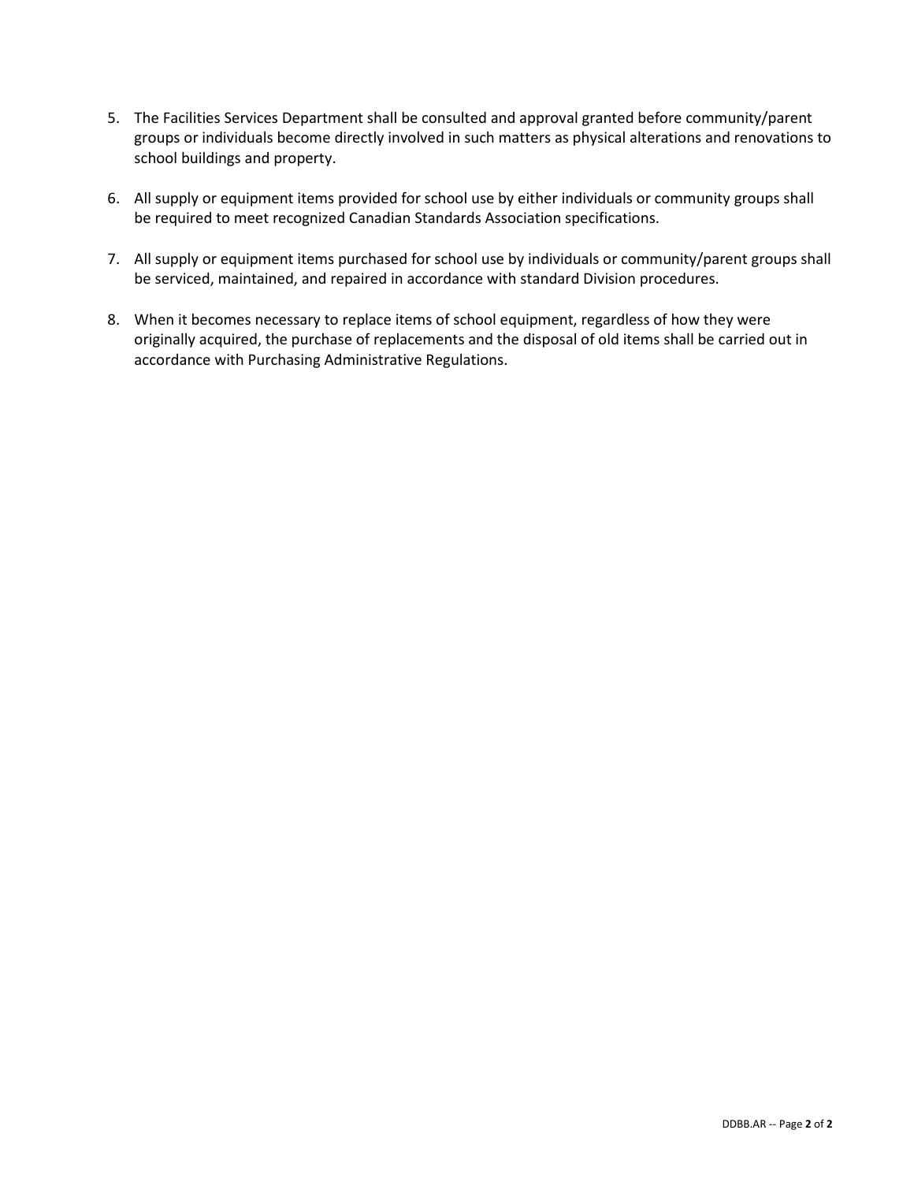5. The Facilities Services Department shall be consulted and approval granted before community/parent groups or individuals become directly involved in such matters as physical alterations and renovations to school buildings and property.

6. All supply or equipment items provided for school use by either individuals or community groups shall be required to meet recognized Canadian Standards Association specifications.

7. All supply or equipment items purchased for school use by individuals or community/parent groups shall be serviced, maintained, and repaired in accordance with standard Division procedures.

8. When it becomes necessary to replace items of school equipment, regardless of how they were originally acquired, the purchase of replacements and the disposal of old items shall be carried out in accordance with Purchasing Administrative Regulations.